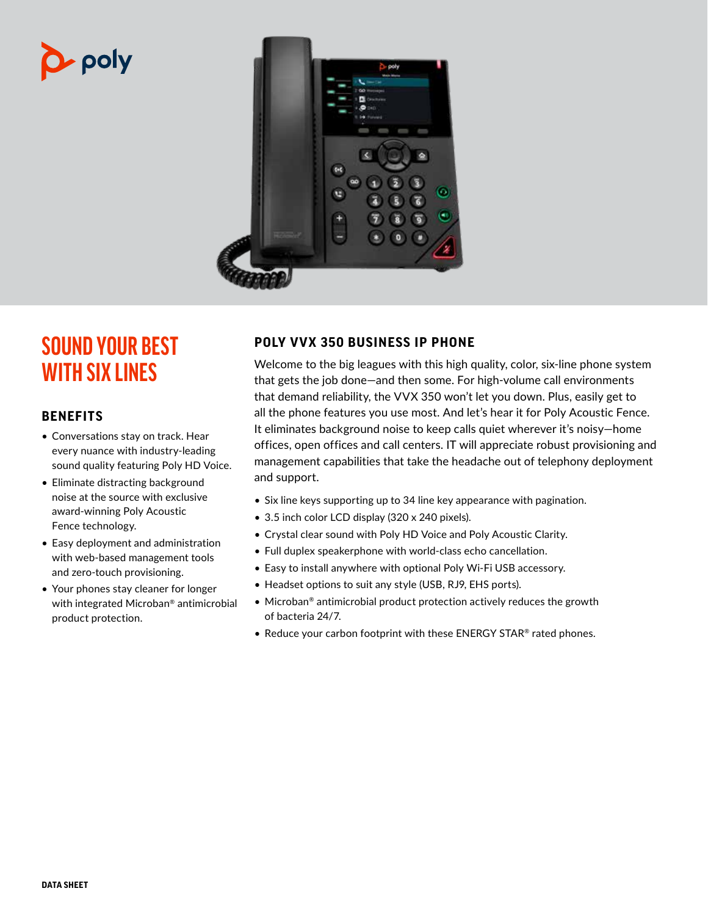# SOUND YOUR BEST WITH SIX LINES

## BENEFITS

- Conversations stay on track. Hear every nuance with industry-leading sound quality featuring Poly HD Voice.
- Eliminate distracting background noise at the source with exclusive award-winning Poly Acoustic Fence technology.
- Easy deployment and administration with web-based management tools and zero-touch provisioning.
- Your phones stay cleaner for longer with integrated Microban® antimicrobial product protection.

## POLY VVX 350 BUSINESS IP PHONE

Welcome to the big leagues with this high quality, color, six-line phone system that gets the job done—and then some. For high-volume call environments that demand reliability, the VVX 350 won't let you down. Plus, easily get to all the phone features you use most. And let's hear it for Poly Acoustic Fence. It eliminates background noise to keep calls quiet wherever it's noisy—home offices, open offices and call centers. IT will appreciate robust provisioning and management capabilities that take the headache out of telephony deployment and support.

- Six line keys supporting up to 34 line key appearance with pagination.
- 3.5 inch color LCD display (320 x 240 pixels).
- Crystal clear sound with Poly HD Voice and Poly Acoustic Clarity.
- Full duplex speakerphone with world-class echo cancellation.
- Easy to install anywhere with optional Poly Wi-Fi USB accessory.
- Headset options to suit any style (USB, RJ9, EHS ports).
- Microban® antimicrobial product protection actively reduces the growth of bacteria 24/7.
- Reduce your carbon footprint with these ENERGY STAR® rated phones.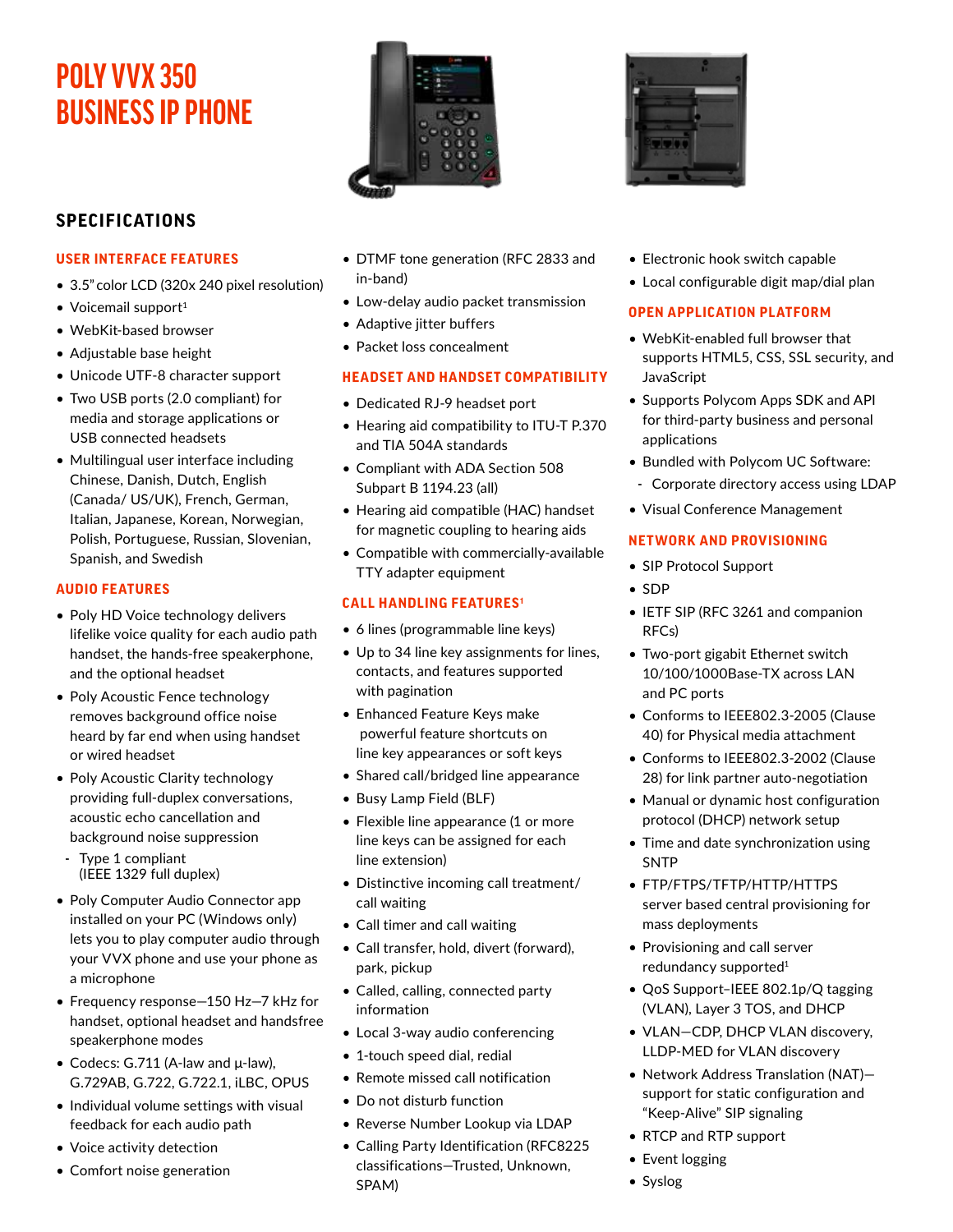# POLY VVX 350 BUSINESS IP PHONE

## SPECIFICATIONS

### USER INTERFACE FEATURES

- 3.5" color LCD (320x 240 pixel resolution)
- Voicemail support[1]
- WebKit-based browser
- Adjustable base height
- Unicode UTF-8 character support
- Two USB ports (2.0 compliant) for media and storage applications or USB connected headsets
- Multilingual user interface including Chinese, Danish, Dutch, English (Canada/ US/UK), French, German, Italian, Japanese, Korean, Norwegian, Polish, Portuguese, Russian, Slovenian, Spanish, and Swedish

### AUDIO FEATURES

- Poly HD Voice technology delivers lifelike voice quality for each audio path handset, the hands-free speakerphone, and the optional headset
- Poly Acoustic Fence technology removes background office noise heard by far end when using handset or wired headset
- Poly Acoustic Clarity technology providing full-duplex conversations, acoustic echo cancellation and background noise suppression
  - Type 1 compliant (IEEE 1329 full duplex)
- Poly Computer Audio Connector app installed on your PC (Windows only) lets you to play computer audio through your VVX phone and use your phone as a microphone
- Frequency response—150 Hz—7 kHz for handset, optional headset and handsfree speakerphone modes
- Codecs: G.711 (A-law and μ-law), G.729AB, G.722, G.722.1, iLBC, OPUS
- Individual volume settings with visual feedback for each audio path
- Voice activity detection
- Comfort noise generation
- DTMF tone generation (RFC 2833 and in-band)
- Low-delay audio packet transmission
- Adaptive jitter buffers
- Packet loss concealment

### HEADSET AND HANDSET COMPATIBILITY

- Dedicated RJ-9 headset port
- Hearing aid compatibility to ITU-T P.370 and TIA 504A standards
- Compliant with ADA Section 508 Subpart B 1194.23 (all)
- Hearing aid compatible (HAC) handset for magnetic coupling to hearing aids
- Compatible with commercially-available TTY adapter equipment

### CALL HANDLING FEATURES[1]

- 6 lines (programmable line keys)
- Up to 34 line key assignments for lines, contacts, and features supported with pagination
- Enhanced Feature Keys make powerful feature shortcuts on line key appearances or soft keys
- Shared call/bridged line appearance
- Busy Lamp Field (BLF)
- Flexible line appearance (1 or more line keys can be assigned for each line extension)
- Distinctive incoming call treatment/ call waiting
- Call timer and call waiting
- Call transfer, hold, divert (forward), park, pickup
- Called, calling, connected party information
- Local 3-way audio conferencing
- 1-touch speed dial, redial
- Remote missed call notification
- Do not disturb function
- Reverse Number Lookup via LDAP
- Calling Party Identification (RFC8225 classifications—Trusted, Unknown, SPAM)
- Electronic hook switch capable
- Local configurable digit map/dial plan

### OPEN APPLICATION PLATFORM

- WebKit-enabled full browser that supports HTML5, CSS, SSL security, and JavaScript
- Supports Polycom Apps SDK and API for third-party business and personal applications
- Bundled with Polycom UC Software:
  - Corporate directory access using LDAP
- Visual Conference Management

### NETWORK AND PROVISIONING

- SIP Protocol Support
- SDP
- IETF SIP (RFC 3261 and companion RFCs)
- Two-port gigabit Ethernet switch 10/100/1000Base-TX across LAN and PC ports
- Conforms to IEEE802.3-2005 (Clause 40) for Physical media attachment
- Conforms to IEEE802.3-2002 (Clause 28) for link partner auto-negotiation
- Manual or dynamic host configuration protocol (DHCP) network setup
- Time and date synchronization using SNTP
- FTP/FTPS/TFTP/HTTP/HTTPS server based central provisioning for mass deployments
- Provisioning and call server redundancy supported[1]
- QoS Support–IEEE 802.1p/Q tagging (VLAN), Layer 3 TOS, and DHCP
- VLAN—CDP, DHCP VLAN discovery, LLDP-MED for VLAN discovery
- Network Address Translation (NAT)—support for static configuration and "Keep-Alive" SIP signaling
- RTCP and RTP support
- Event logging
- Syslog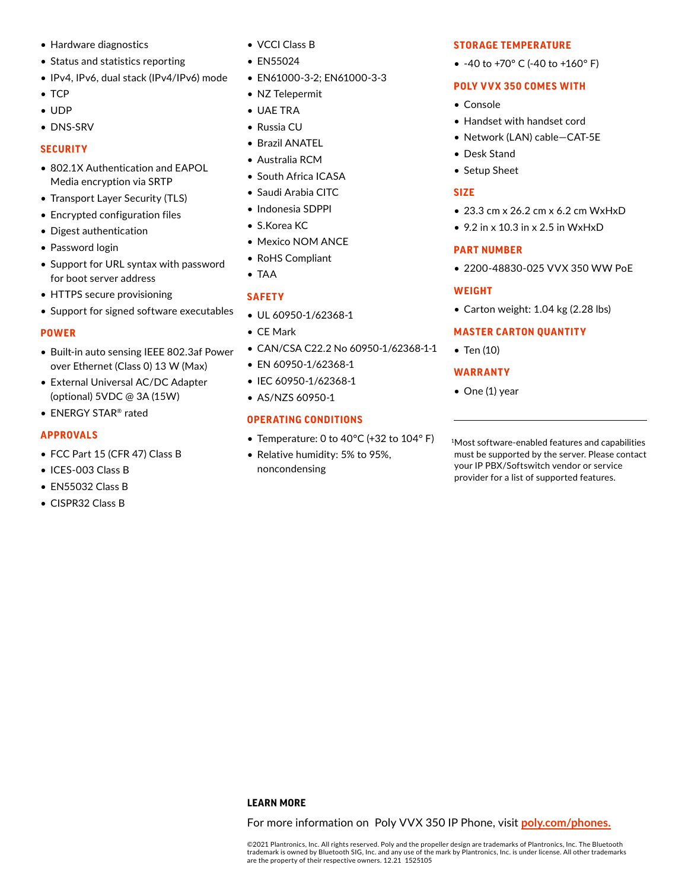- Hardware diagnostics
- Status and statistics reporting
- IPv4, IPv6, dual stack (IPv4/IPv6) mode
- TCP
- UDP
- DNS-SRV

## SECURITY

- 802.1X Authentication and EAPOL Media encryption via SRTP
- Transport Layer Security (TLS)
- Encrypted configuration files
- Digest authentication
- Password login
- Support for URL syntax with password for boot server address
- HTTPS secure provisioning
- Support for signed software executables

## POWER

- Built-in auto sensing IEEE 802.3af Power over Ethernet (Class 0) 13 W (Max)
- External Universal AC/DC Adapter (optional) 5VDC @ 3A (15W)
- ENERGY STAR® rated

## APPROVALS

- FCC Part 15 (CFR 47) Class B
- ICES-003 Class B
- EN55032 Class B
- CISPR32 Class B
- VCCI Class B
- EN55024
- EN61000-3-2; EN61000-3-3
- NZ Telepermit
- UAE TRA
- Russia CU
- Brazil ANATEL
- Australia RCM
- South Africa ICASA
- Saudi Arabia CITC
- Indonesia SDPPI
- S.Korea KC
- Mexico NOM ANCE
- RoHS Compliant
- TAA

## SAFETY

- UL 60950-1/62368-1
- CE Mark
- CAN/CSA C22.2 No 60950-1/62368-1-1
- EN 60950-1/62368-1
- IEC 60950-1/62368-1
- AS/NZS 60950-1

## OPERATING CONDITIONS

- Temperature: 0 to 40°C (+32 to 104° F)
- Relative humidity: 5% to 95%, noncondensing

## STORAGE TEMPERATURE

- -40 to +70° C (-40 to +160° F)

## POLY VVX 350 COMES WITH

- Console
- Handset with handset cord
- Network (LAN) cable—CAT-5E
- Desk Stand
- Setup Sheet

## SIZE

- 23.3 cm x 26.2 cm x 6.2 cm WxHxD
- 9.2 in x 10.3 in x 2.5 in WxHxD

## PART NUMBER

- 2200-48830-025 VVX 350 WW PoE

## WEIGHT

- Carton weight: 1.04 kg (2.28 lbs)

## MASTER CARTON QUANTITY

- Ten (10)

## WARRANTY

- One (1) year

[1]Most software-enabled features and capabilities must be supported by the server. Please contact your IP PBX/Softswitch vendor or service provider for a list of supported features.

## LEARN MORE

For more information on Poly VVX 350 IP Phone, visit poly.com/phones.

©2021 Plantronics, Inc. All rights reserved. Poly and the propeller design are trademarks of Plantronics, Inc. The Bluetooth trademark is owned by Bluetooth SIG, Inc. and any use of the mark by Plantronics, Inc. is under license. All other trademarks are the property of their respective owners. 12.21 1525105